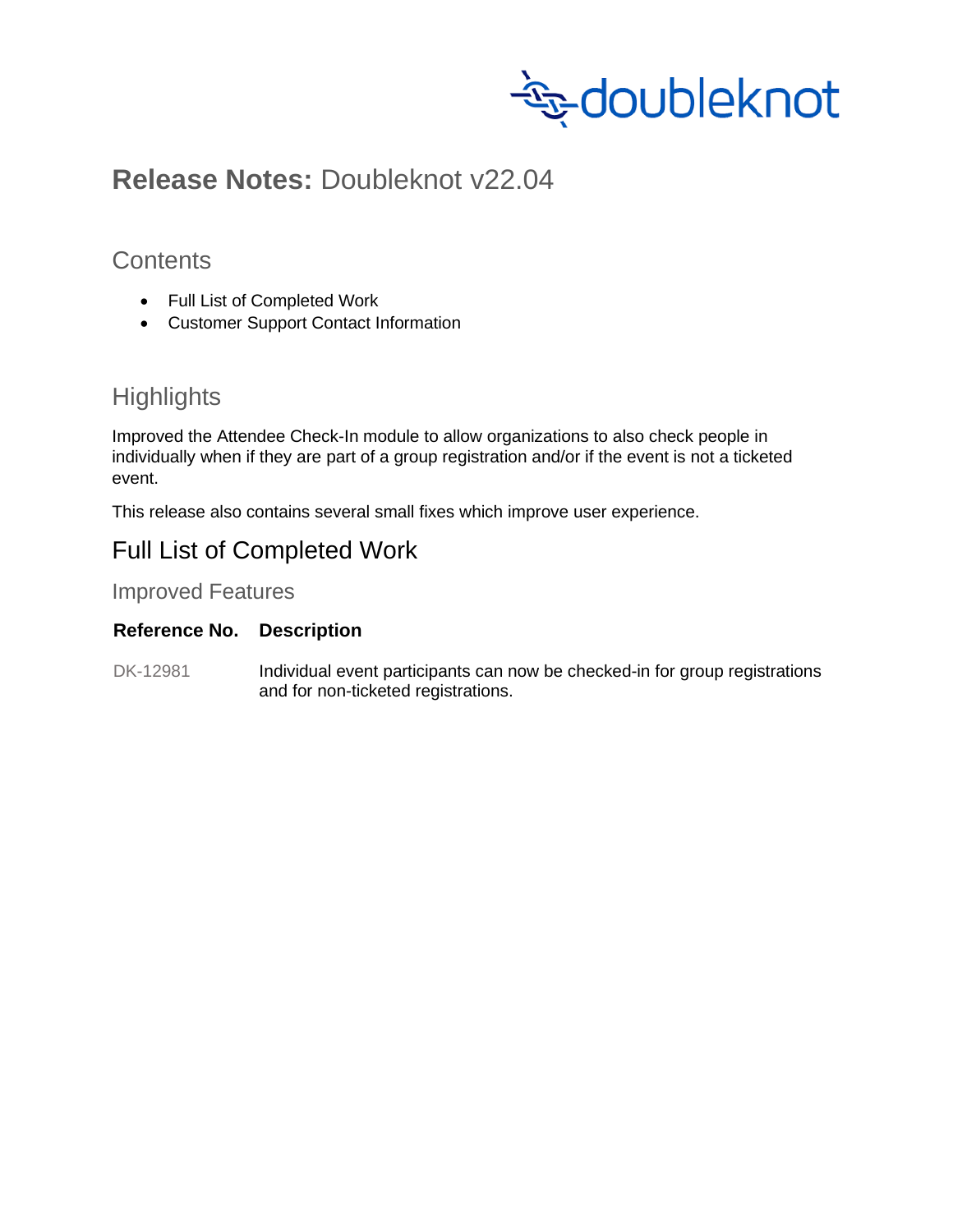doubleknot

# **Release Notes:** Doubleknot v22.04

## Contents

- Full List of Completed Work
- Customer Support Contact Information

## Highlights

Improved the Attendee Check-In module to allow organizations to also check people in individually when if they are part of a group registration and/or if the event is not a ticketed event.

This release also contains several small fixes which improve user experience.

## Full List of Completed Work

### Improved Features

| **Reference No.** | **Description** |
|---|---|
| DK-12981 | Individual event participants can now be checked-in for group registrations and for non-ticketed registrations. |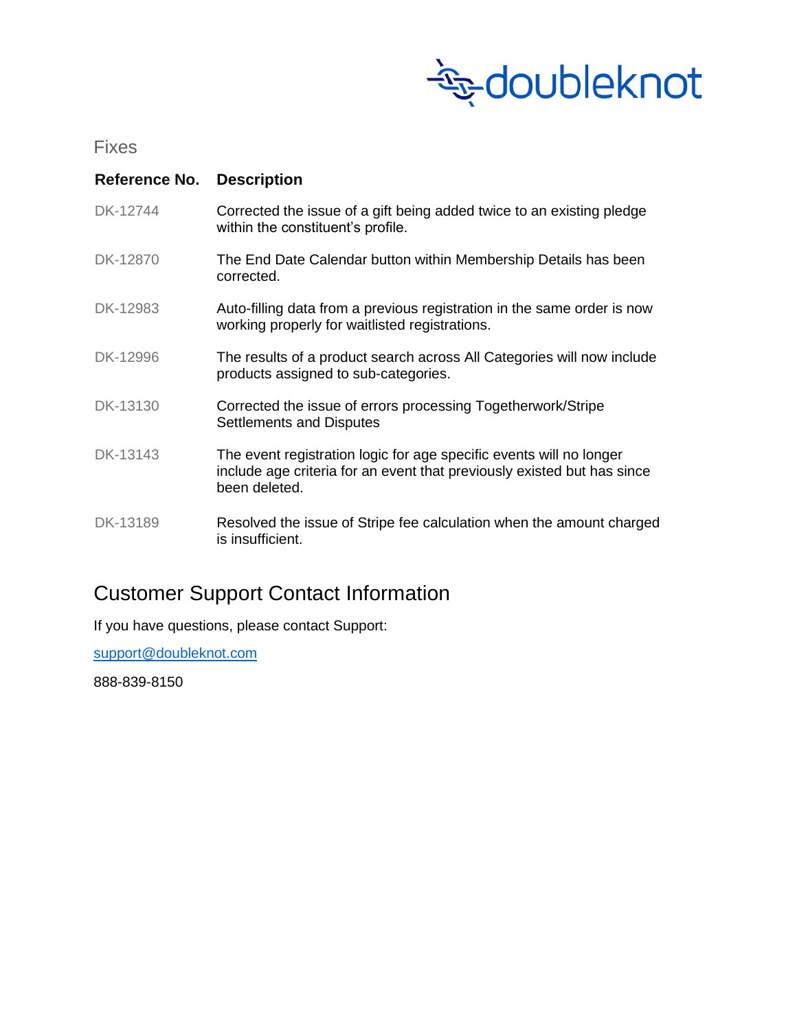## Fixes

| Reference No. | Description |
| --- | --- |
| DK-12744 | Corrected the issue of a gift being added twice to an existing pledge within the constituent's profile. |
| DK-12870 | The End Date Calendar button within Membership Details has been corrected. |
| DK-12983 | Auto-filling data from a previous registration in the same order is now working properly for waitlisted registrations. |
| DK-12996 | The results of a product search across All Categories will now include products assigned to sub-categories. |
| DK-13130 | Corrected the issue of errors processing Togetherwork/Stripe Settlements and Disputes |
| DK-13143 | The event registration logic for age specific events will no longer include age criteria for an event that previously existed but has since been deleted. |
| DK-13189 | Resolved the issue of Stripe fee calculation when the amount charged is insufficient. |

## Customer Support Contact Information

If you have questions, please contact Support:

support@doubleknot.com

888-839-8150